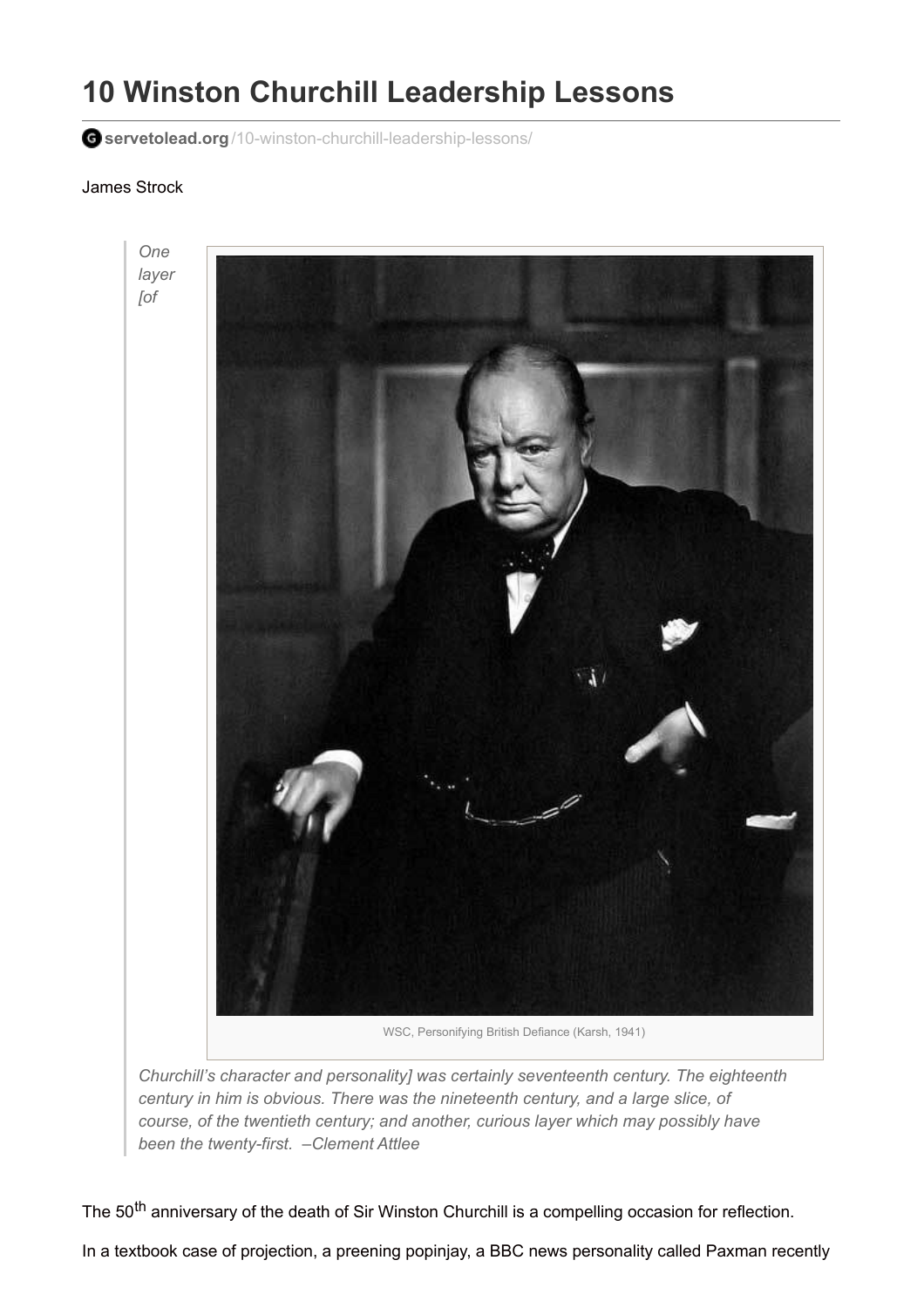# 10 Winston Churchill Leadership Lessons

servetolead.org/10-winston-churchill-leadership-lessons/

James Strock

> *One layer [of Churchill's character and personality] was certainly seventeenth century. The eighteenth century in him is obvious. There was the nineteenth century, and a large slice, of course, of the twentieth century; and another, curious layer which may possibly have been the twenty-first. –Clement Attlee*

WSC, Personifying British Defiance (Karsh, 1941)

The 50th anniversary of the death of Sir Winston Churchill is a compelling occasion for reflection.

In a textbook case of projection, a preening popinjay, a BBC news personality called Paxman recently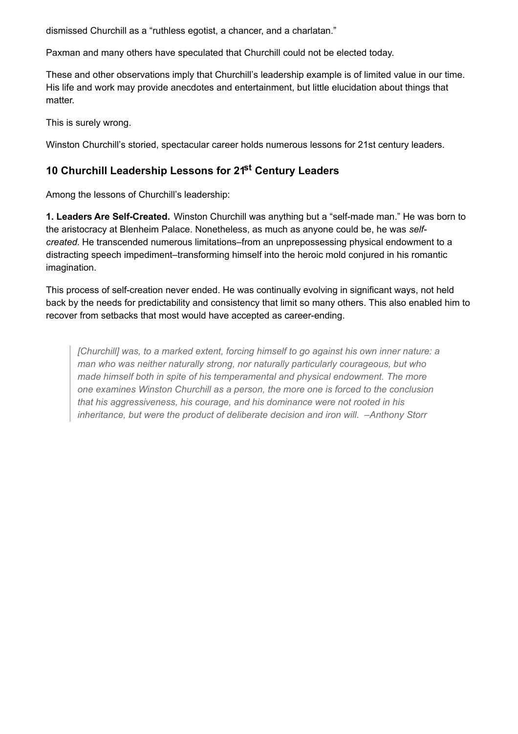dismissed Churchill as a “ruthless egotist, a chancer, and a charlatan.”

Paxman and many others have speculated that Churchill could not be elected today.

These and other observations imply that Churchill’s leadership example is of limited value in our time. His life and work may provide anecdotes and entertainment, but little elucidation about things that matter.

This is surely wrong.

Winston Churchill’s storied, spectacular career holds numerous lessons for 21st century leaders.

## 10 Churchill Leadership Lessons for 21st Century Leaders

Among the lessons of Churchill’s leadership:

**1. Leaders Are Self-Created.** Winston Churchill was anything but a “self-made man.” He was born to the aristocracy at Blenheim Palace. Nonetheless, as much as anyone could be, he was *self-created.* He transcended numerous limitations–from an unprepossessing physical endowment to a distracting speech impediment–transforming himself into the heroic mold conjured in his romantic imagination.

This process of self-creation never ended. He was continually evolving in significant ways, not held back by the needs for predictability and consistency that limit so many others. This also enabled him to recover from setbacks that most would have accepted as career-ending.

> *[Churchill] was, to a marked extent, forcing himself to go against his own inner nature: a man who was neither naturally strong, nor naturally particularly courageous, but who made himself both in spite of his temperamental and physical endowment. The more one examines Winston Churchill as a person, the more one is forced to the conclusion that his aggressiveness, his courage, and his dominance were not rooted in his inheritance, but were the product of deliberate decision and iron will. –Anthony Storr*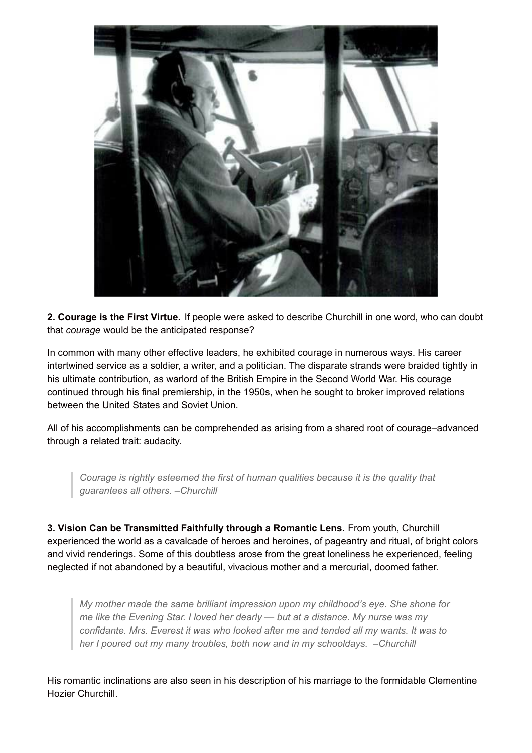**2. Courage is the First Virtue.** If people were asked to describe Churchill in one word, who can doubt that *courage* would be the anticipated response?

In common with many other effective leaders, he exhibited courage in numerous ways. His career intertwined service as a soldier, a writer, and a politician. The disparate strands were braided tightly in his ultimate contribution, as warlord of the British Empire in the Second World War. His courage continued through his final premiership, in the 1950s, when he sought to broker improved relations between the United States and Soviet Union.

All of his accomplishments can be comprehended as arising from a shared root of courage–advanced through a related trait: audacity.

> *Courage is rightly esteemed the first of human qualities because it is the quality that guarantees all others. –Churchill*

**3. Vision Can be Transmitted Faithfully through a Romantic Lens.** From youth, Churchill experienced the world as a cavalcade of heroes and heroines, of pageantry and ritual, of bright colors and vivid renderings. Some of this doubtless arose from the great loneliness he experienced, feeling neglected if not abandoned by a beautiful, vivacious mother and a mercurial, doomed father.

> *My mother made the same brilliant impression upon my childhood's eye. She shone for me like the Evening Star. I loved her dearly — but at a distance. My nurse was my confidante. Mrs. Everest it was who looked after me and tended all my wants. It was to her I poured out my many troubles, both now and in my schooldays. –Churchill*

His romantic inclinations are also seen in his description of his marriage to the formidable Clementine Hozier Churchill.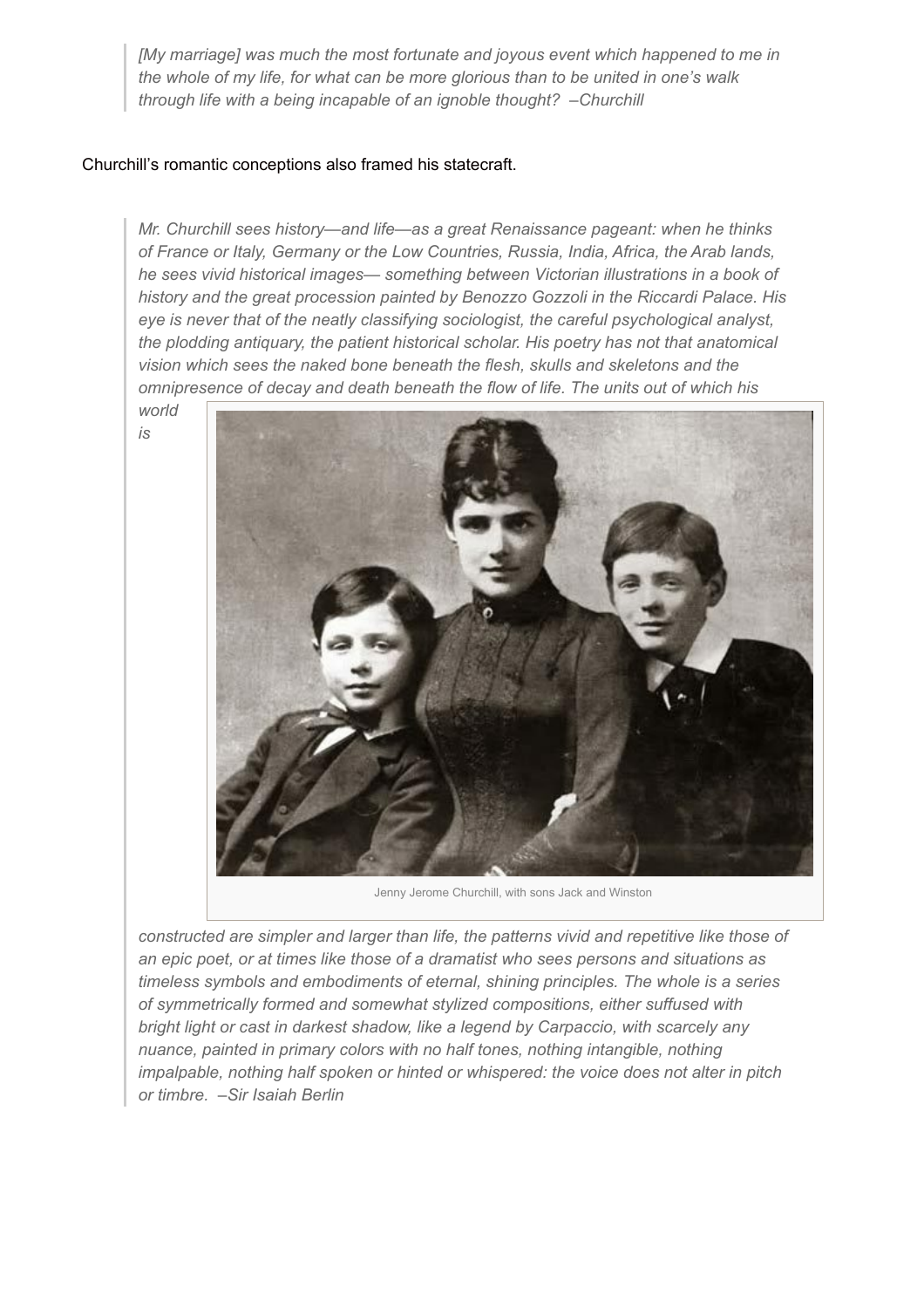> *[My marriage] was much the most fortunate and joyous event which happened to me in the whole of my life, for what can be more glorious than to be united in one's walk through life with a being incapable of an ignoble thought? –Churchill*

Churchill's romantic conceptions also framed his statecraft.

> *Mr. Churchill sees history—and life—as a great Renaissance pageant: when he thinks of France or Italy, Germany or the Low Countries, Russia, India, Africa, the Arab lands, he sees vivid historical images— something between Victorian illustrations in a book of history and the great procession painted by Benozzo Gozzoli in the Riccardi Palace. His eye is never that of the neatly classifying sociologist, the careful psychological analyst, the plodding antiquary, the patient historical scholar. His poetry has not that anatomical vision which sees the naked bone beneath the flesh, skulls and skeletons and the omnipresence of decay and death beneath the flow of life. The units out of which his world is constructed are simpler and larger than life, the patterns vivid and repetitive like those of an epic poet, or at times like those of a dramatist who sees persons and situations as timeless symbols and embodiments of eternal, shining principles. The whole is a series of symmetrically formed and somewhat stylized compositions, either suffused with bright light or cast in darkest shadow, like a legend by Carpaccio, with scarcely any nuance, painted in primary colors with no half tones, nothing intangible, nothing impalpable, nothing half spoken or hinted or whispered: the voice does not alter in pitch or timbre. –Sir Isaiah Berlin*

Jenny Jerome Churchill, with sons Jack and Winston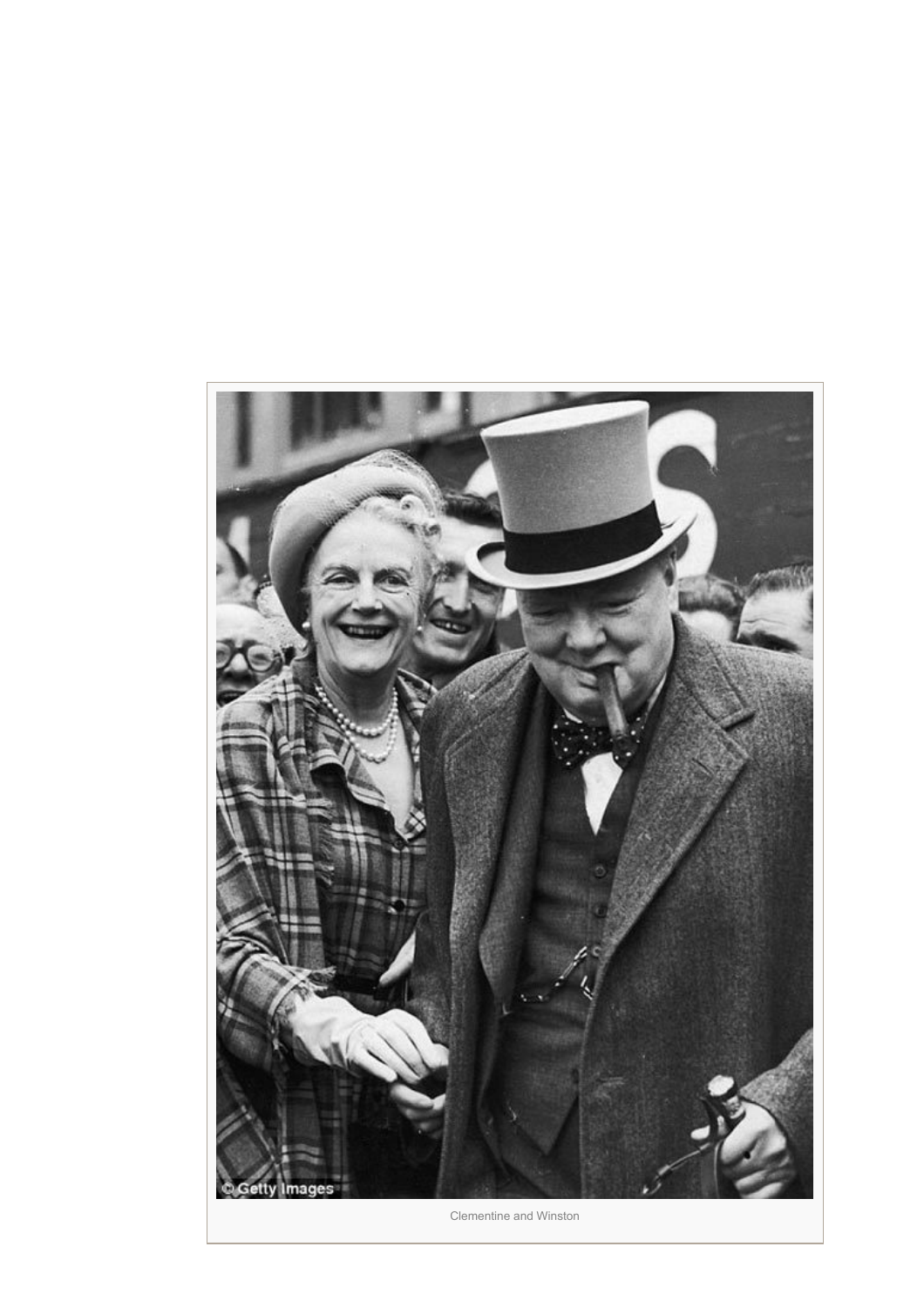Clementine and Winston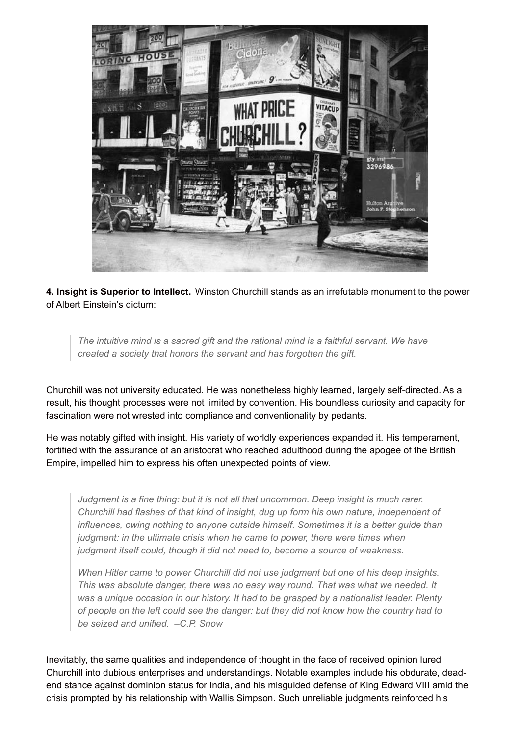**4. Insight is Superior to Intellect.** Winston Churchill stands as an irrefutable monument to the power of Albert Einstein's dictum:

> *The intuitive mind is a sacred gift and the rational mind is a faithful servant. We have created a society that honors the servant and has forgotten the gift.*

Churchill was not university educated. He was nonetheless highly learned, largely self-directed. As a result, his thought processes were not limited by convention. His boundless curiosity and capacity for fascination were not wrested into compliance and conventionality by pedants.

He was notably gifted with insight. His variety of worldly experiences expanded it. His temperament, fortified with the assurance of an aristocrat who reached adulthood during the apogee of the British Empire, impelled him to express his often unexpected points of view.

> *Judgment is a fine thing: but it is not all that uncommon. Deep insight is much rarer. Churchill had flashes of that kind of insight, dug up form his own nature, independent of influences, owing nothing to anyone outside himself. Sometimes it is a better guide than judgment: in the ultimate crisis when he came to power, there were times when judgment itself could, though it did not need to, become a source of weakness.*
>
> *When Hitler came to power Churchill did not use judgment but one of his deep insights. This was absolute danger, there was no easy way round. That was what we needed. It was a unique occasion in our history. It had to be grasped by a nationalist leader. Plenty of people on the left could see the danger: but they did not know how the country had to be seized and unified. –C.P. Snow*

Inevitably, the same qualities and independence of thought in the face of received opinion lured Churchill into dubious enterprises and understandings. Notable examples include his obdurate, dead-end stance against dominion status for India, and his misguided defense of King Edward VIII amid the crisis prompted by his relationship with Wallis Simpson. Such unreliable judgments reinforced his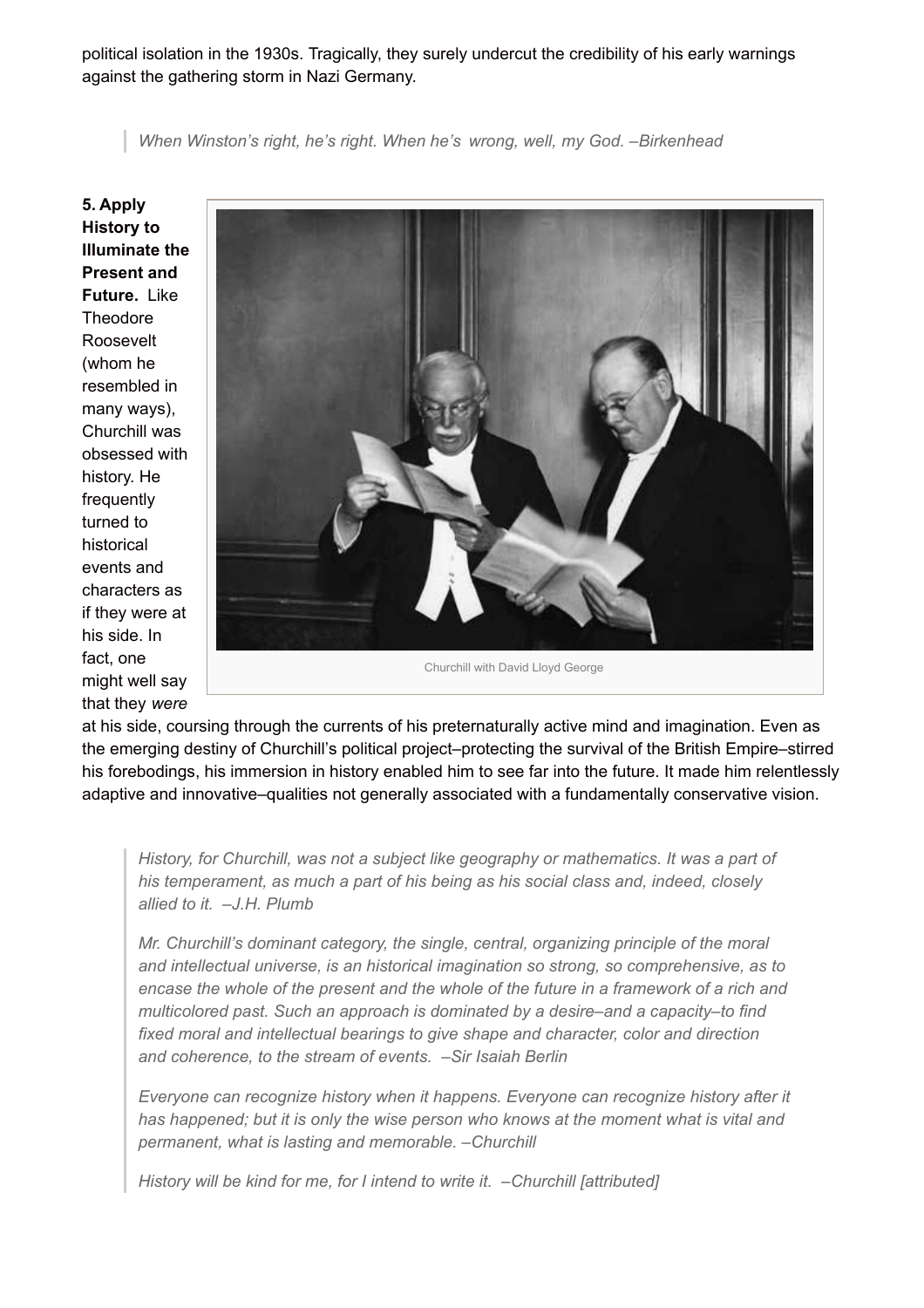political isolation in the 1930s. Tragically, they surely undercut the credibility of his early warnings against the gathering storm in Nazi Germany.

> *When Winston's right, he's right. When he's wrong, well, my God. –Birkenhead*

**5. Apply History to Illuminate the Present and Future.** Like Theodore Roosevelt (whom he resembled in many ways), Churchill was obsessed with history. He frequently turned to historical events and characters as if they were at his side. In fact, one might well say that they *were* at his side, coursing through the currents of his preternaturally active mind and imagination. Even as the emerging destiny of Churchill's political project–protecting the survival of the British Empire–stirred his forebodings, his immersion in history enabled him to see far into the future. It made him relentlessly adaptive and innovative–qualities not generally associated with a fundamentally conservative vision.

Churchill with David Lloyd George

> *History, for Churchill, was not a subject like geography or mathematics. It was a part of his temperament, as much a part of his being as his social class and, indeed, closely allied to it. –J.H. Plumb*
>
> *Mr. Churchill's dominant category, the single, central, organizing principle of the moral and intellectual universe, is an historical imagination so strong, so comprehensive, as to encase the whole of the present and the whole of the future in a framework of a rich and multicolored past. Such an approach is dominated by a desire–and a capacity–to find fixed moral and intellectual bearings to give shape and character, color and direction and coherence, to the stream of events. –Sir Isaiah Berlin*
>
> *Everyone can recognize history when it happens. Everyone can recognize history after it has happened; but it is only the wise person who knows at the moment what is vital and permanent, what is lasting and memorable. –Churchill*
>
> *History will be kind for me, for I intend to write it. –Churchill [attributed]*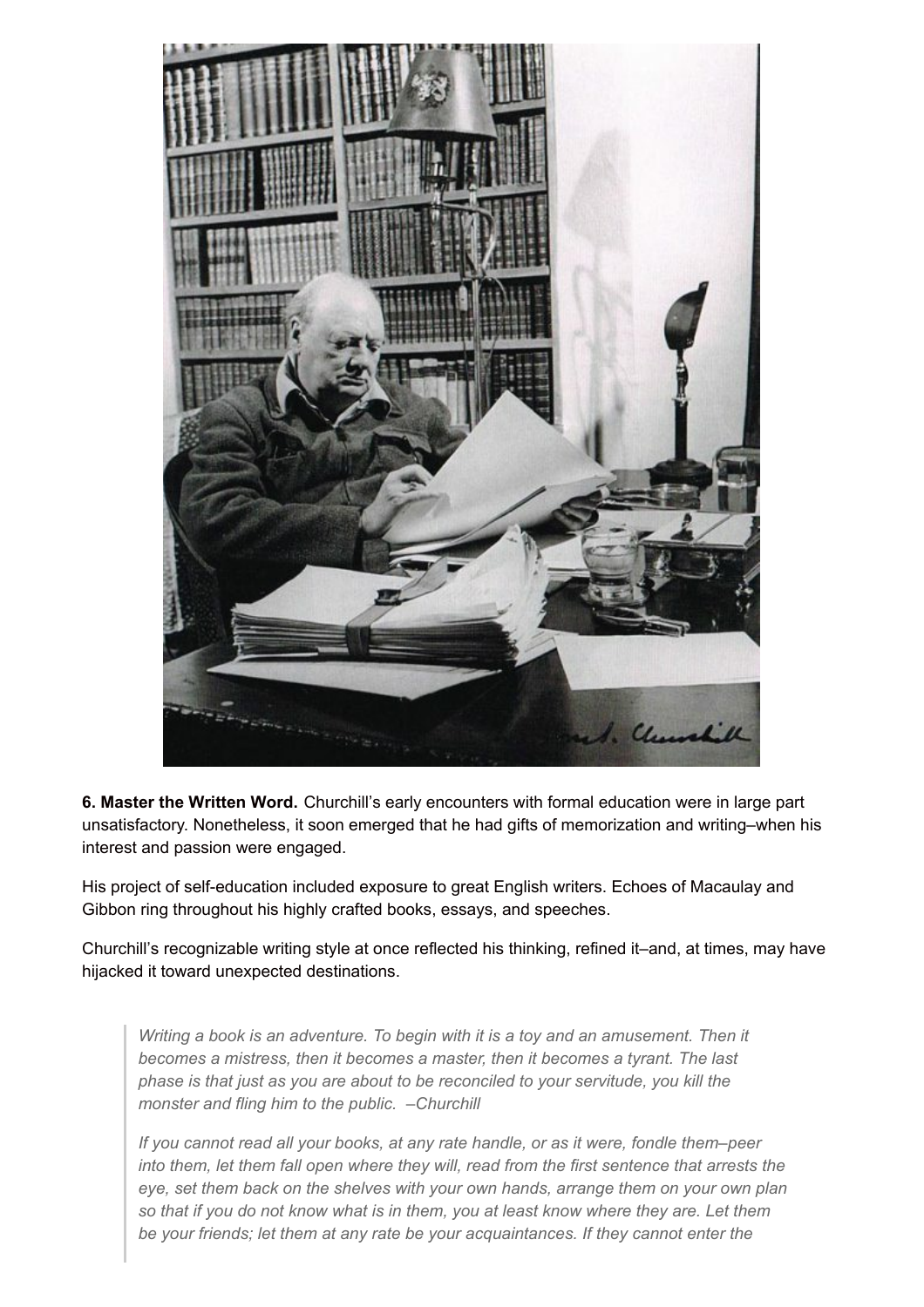**6. Master the Written Word.** Churchill's early encounters with formal education were in large part unsatisfactory. Nonetheless, it soon emerged that he had gifts of memorization and writing–when his interest and passion were engaged.

His project of self-education included exposure to great English writers. Echoes of Macaulay and Gibbon ring throughout his highly crafted books, essays, and speeches.

Churchill's recognizable writing style at once reflected his thinking, refined it–and, at times, may have hijacked it toward unexpected destinations.

> *Writing a book is an adventure. To begin with it is a toy and an amusement. Then it becomes a mistress, then it becomes a master, then it becomes a tyrant. The last phase is that just as you are about to be reconciled to your servitude, you kill the monster and fling him to the public. –Churchill*
>
> *If you cannot read all your books, at any rate handle, or as it were, fondle them–peer into them, let them fall open where they will, read from the first sentence that arrests the eye, set them back on the shelves with your own hands, arrange them on your own plan so that if you do not know what is in them, you at least know where they are. Let them be your friends; let them at any rate be your acquaintances. If they cannot enter the*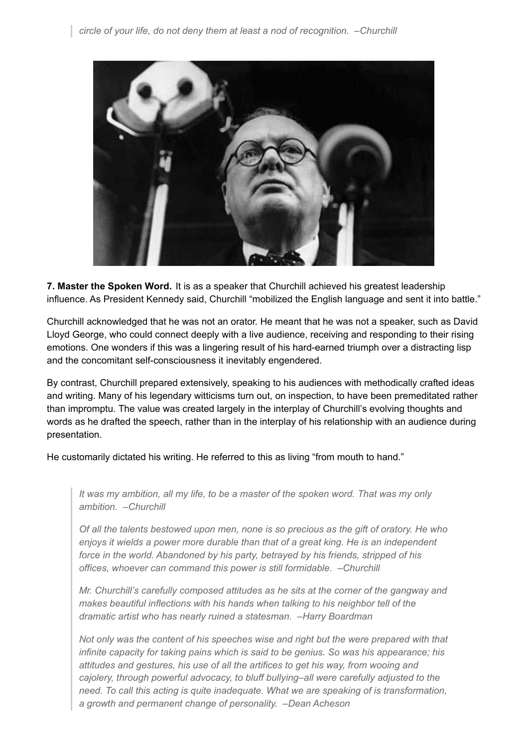> *circle of your life, do not deny them at least a nod of recognition. –Churchill*

**7. Master the Spoken Word.** It is as a speaker that Churchill achieved his greatest leadership influence. As President Kennedy said, Churchill "mobilized the English language and sent it into battle."

Churchill acknowledged that he was not an orator. He meant that he was not a speaker, such as David Lloyd George, who could connect deeply with a live audience, receiving and responding to their rising emotions. One wonders if this was a lingering result of his hard-earned triumph over a distracting lisp and the concomitant self-consciousness it inevitably engendered.

By contrast, Churchill prepared extensively, speaking to his audiences with methodically crafted ideas and writing. Many of his legendary witticisms turn out, on inspection, to have been premeditated rather than impromptu. The value was created largely in the interplay of Churchill's evolving thoughts and words as he drafted the speech, rather than in the interplay of his relationship with an audience during presentation.

He customarily dictated his writing. He referred to this as living "from mouth to hand."

> *It was my ambition, all my life, to be a master of the spoken word. That was my only ambition. –Churchill*
>
> *Of all the talents bestowed upon men, none is so precious as the gift of oratory. He who enjoys it wields a power more durable than that of a great king. He is an independent force in the world. Abandoned by his party, betrayed by his friends, stripped of his offices, whoever can command this power is still formidable. –Churchill*
>
> *Mr. Churchill's carefully composed attitudes as he sits at the corner of the gangway and makes beautiful inflections with his hands when talking to his neighbor tell of the dramatic artist who has nearly ruined a statesman. –Harry Boardman*
>
> *Not only was the content of his speeches wise and right but the were prepared with that infinite capacity for taking pains which is said to be genius. So was his appearance; his attitudes and gestures, his use of all the artifices to get his way, from wooing and cajolery, through powerful advocacy, to bluff bullying–all were carefully adjusted to the need. To call this acting is quite inadequate. What we are speaking of is transformation, a growth and permanent change of personality. –Dean Acheson*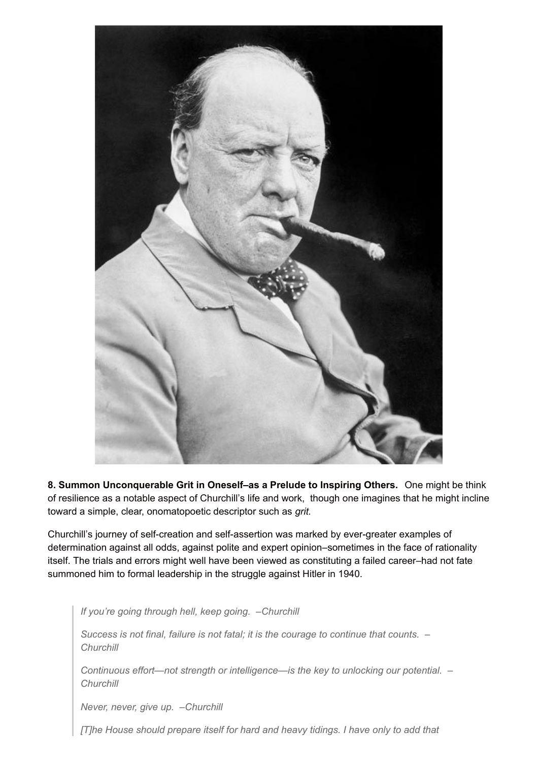**8. Summon Unconquerable Grit in Oneself–as a Prelude to Inspiring Others.** One might be think of resilience as a notable aspect of Churchill's life and work, though one imagines that he might incline toward a simple, clear, onomatopoetic descriptor such as *grit*.

Churchill's journey of self-creation and self-assertion was marked by ever-greater examples of determination against all odds, against polite and expert opinion–sometimes in the face of rationality itself. The trials and errors might well have been viewed as constituting a failed career–had not fate summoned him to formal leadership in the struggle against Hitler in 1940.

> *If you're going through hell, keep going. –Churchill*
>
> *Success is not final, failure is not fatal; it is the courage to continue that counts. – Churchill*
>
> *Continuous effort—not strength or intelligence—is the key to unlocking our potential. – Churchill*
>
> *Never, never, give up. –Churchill*
>
> *[T]he House should prepare itself for hard and heavy tidings. I have only to add that*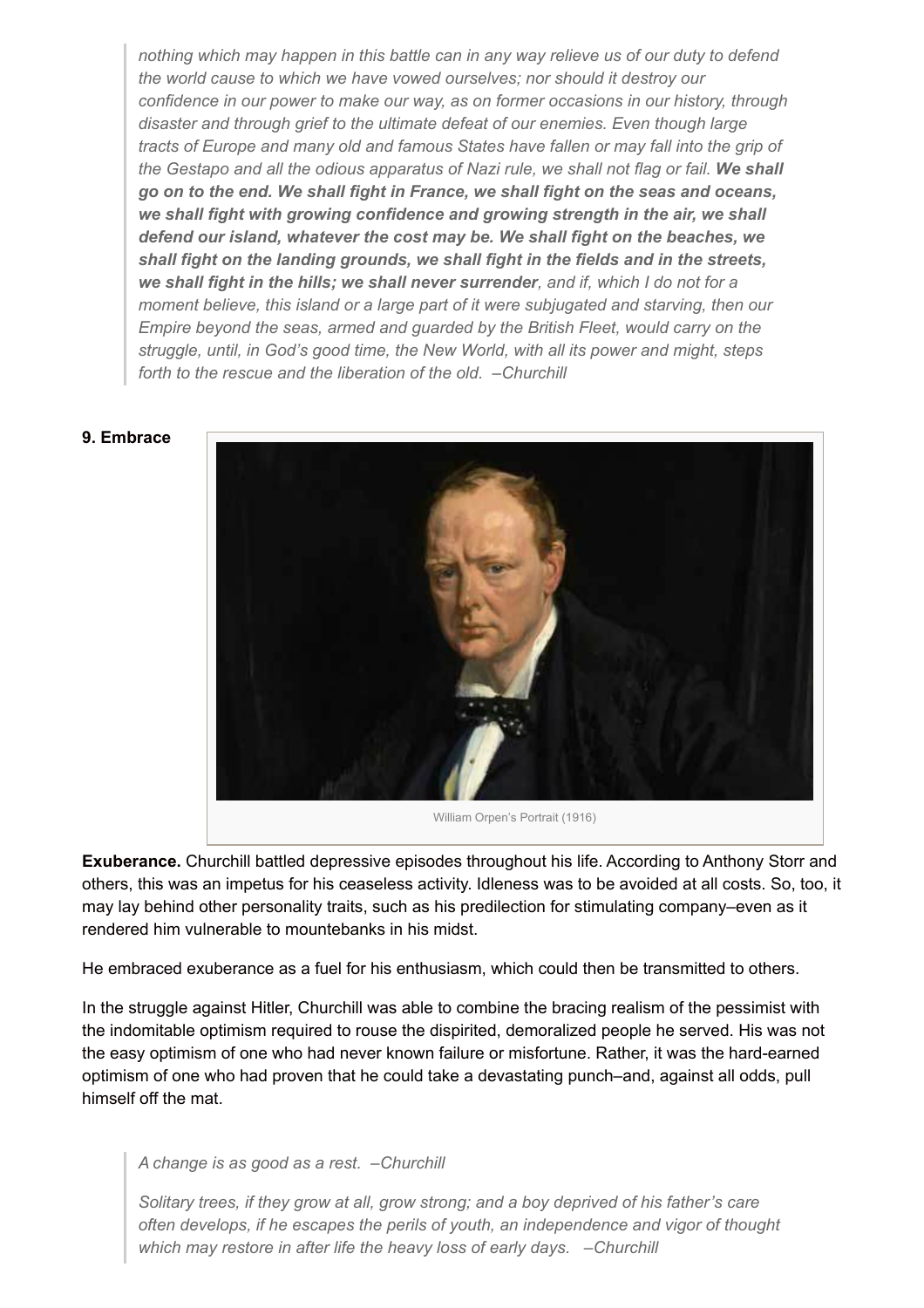> *nothing which may happen in this battle can in any way relieve us of our duty to defend the world cause to which we have vowed ourselves; nor should it destroy our confidence in our power to make our way, as on former occasions in our history, through disaster and through grief to the ultimate defeat of our enemies. Even though large tracts of Europe and many old and famous States have fallen or may fall into the grip of the Gestapo and all the odious apparatus of Nazi rule, we shall not flag or fail.* ***We shall go on to the end. We shall fight in France, we shall fight on the seas and oceans, we shall fight with growing confidence and growing strength in the air, we shall defend our island, whatever the cost may be. We shall fight on the beaches, we shall fight on the landing grounds, we shall fight in the fields and in the streets, we shall fight in the hills; we shall never surrender****, and if, which I do not for a moment believe, this island or a large part of it were subjugated and starving, then our Empire beyond the seas, armed and guarded by the British Fleet, would carry on the struggle, until, in God's good time, the New World, with all its power and might, steps forth to the rescue and the liberation of the old. –Churchill*

**9. Embrace**

William Orpen's Portrait (1916)

**Exuberance.** Churchill battled depressive episodes throughout his life. According to Anthony Storr and others, this was an impetus for his ceaseless activity. Idleness was to be avoided at all costs. So, too, it may lay behind other personality traits, such as his predilection for stimulating company–even as it rendered him vulnerable to mountebanks in his midst.

He embraced exuberance as a fuel for his enthusiasm, which could then be transmitted to others.

In the struggle against Hitler, Churchill was able to combine the bracing realism of the pessimist with the indomitable optimism required to rouse the dispirited, demoralized people he served. His was not the easy optimism of one who had never known failure or misfortune. Rather, it was the hard-earned optimism of one who had proven that he could take a devastating punch–and, against all odds, pull himself off the mat.

> *A change is as good as a rest. –Churchill*
>
> *Solitary trees, if they grow at all, grow strong; and a boy deprived of his father's care often develops, if he escapes the perils of youth, an independence and vigor of thought which may restore in after life the heavy loss of early days. –Churchill*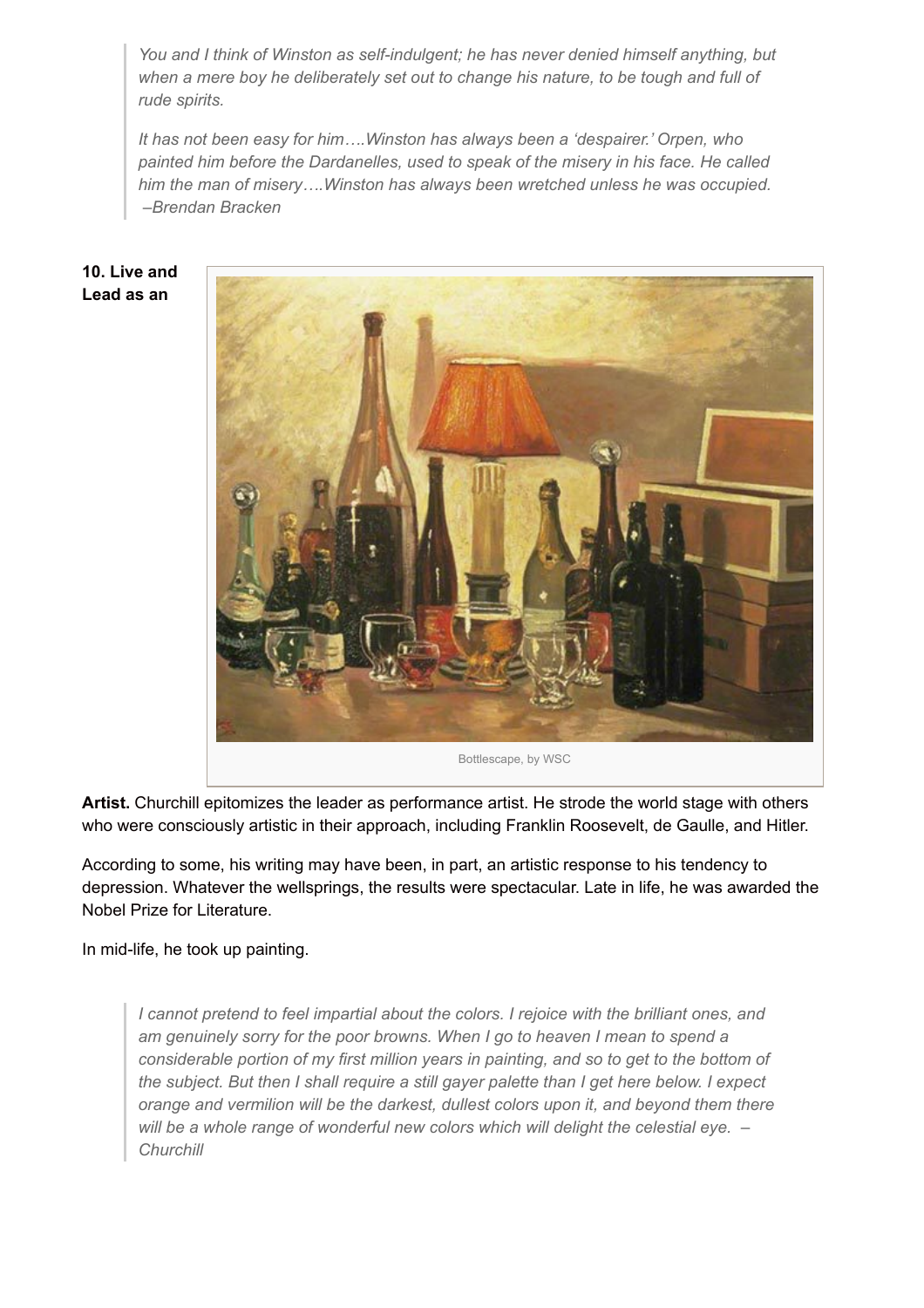> *You and I think of Winston as self-indulgent; he has never denied himself anything, but when a mere boy he deliberately set out to change his nature, to be tough and full of rude spirits.*
>
> *It has not been easy for him….Winston has always been a 'despairer.' Orpen, who painted him before the Dardanelles, used to speak of the misery in his face. He called him the man of misery….Winston has always been wretched unless he was occupied. –Brendan Bracken*

**10. Live and Lead as an Artist.** Churchill epitomizes the leader as performance artist. He strode the world stage with others who were consciously artistic in their approach, including Franklin Roosevelt, de Gaulle, and Hitler.

Bottlescape, by WSC

According to some, his writing may have been, in part, an artistic response to his tendency to depression. Whatever the wellsprings, the results were spectacular. Late in life, he was awarded the Nobel Prize for Literature.

In mid-life, he took up painting.

> *I cannot pretend to feel impartial about the colors. I rejoice with the brilliant ones, and am genuinely sorry for the poor browns. When I go to heaven I mean to spend a considerable portion of my first million years in painting, and so to get to the bottom of the subject. But then I shall require a still gayer palette than I get here below. I expect orange and vermilion will be the darkest, dullest colors upon it, and beyond them there will be a whole range of wonderful new colors which will delight the celestial eye. – Churchill*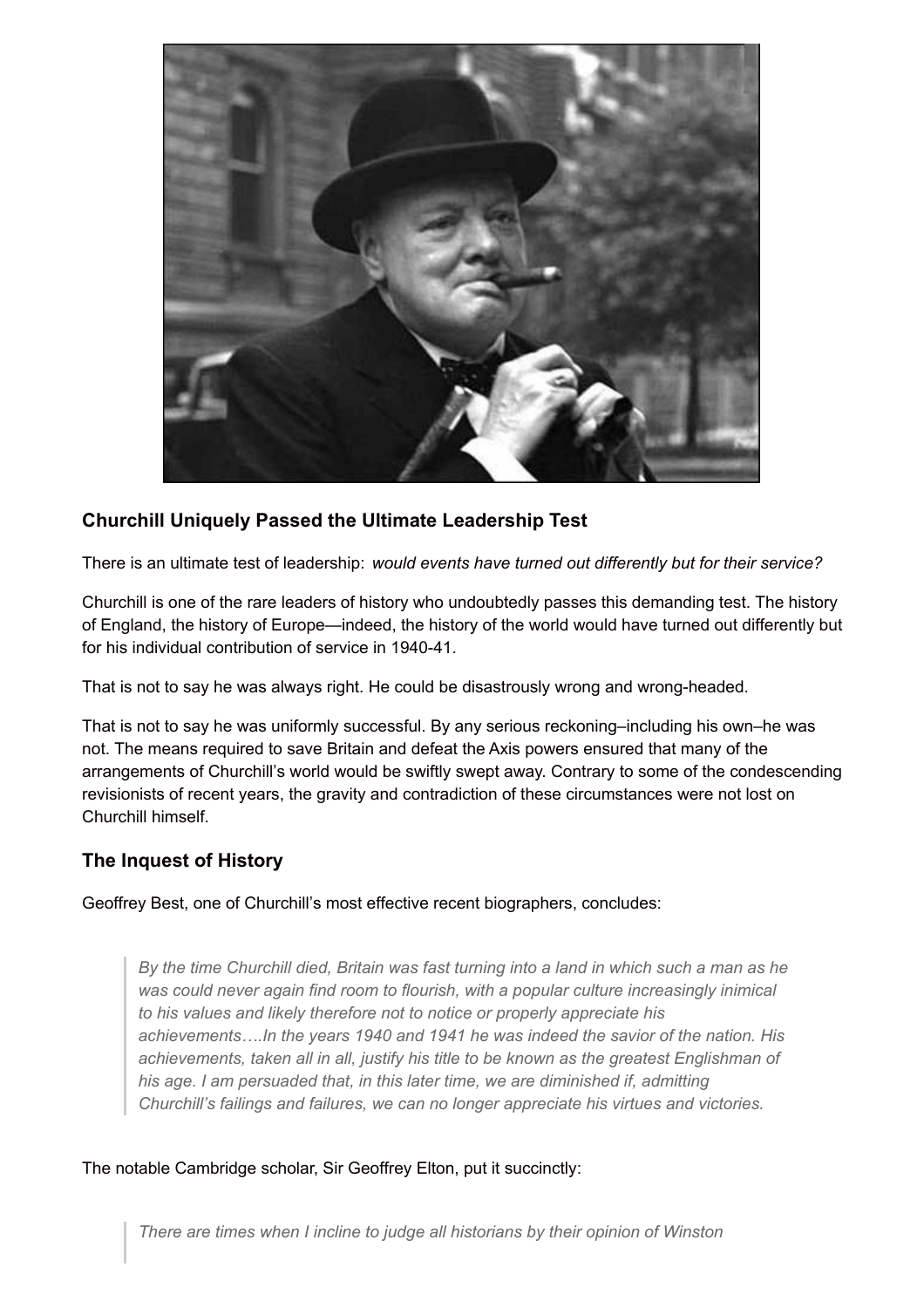## Churchill Uniquely Passed the Ultimate Leadership Test

There is an ultimate test of leadership: *would events have turned out differently but for their service?*

Churchill is one of the rare leaders of history who undoubtedly passes this demanding test. The history of England, the history of Europe—indeed, the history of the world would have turned out differently but for his individual contribution of service in 1940-41.

That is not to say he was always right. He could be disastrously wrong and wrong-headed.

That is not to say he was uniformly successful. By any serious reckoning–including his own–he was not. The means required to save Britain and defeat the Axis powers ensured that many of the arrangements of Churchill's world would be swiftly swept away. Contrary to some of the condescending revisionists of recent years, the gravity and contradiction of these circumstances were not lost on Churchill himself.

## The Inquest of History

Geoffrey Best, one of Churchill's most effective recent biographers, concludes:

> *By the time Churchill died, Britain was fast turning into a land in which such a man as he was could never again find room to flourish, with a popular culture increasingly inimical to his values and likely therefore not to notice or properly appreciate his achievements….In the years 1940 and 1941 he was indeed the savior of the nation. His achievements, taken all in all, justify his title to be known as the greatest Englishman of his age. I am persuaded that, in this later time, we are diminished if, admitting Churchill's failings and failures, we can no longer appreciate his virtues and victories.*

The notable Cambridge scholar, Sir Geoffrey Elton, put it succinctly:

> *There are times when I incline to judge all historians by their opinion of Winston*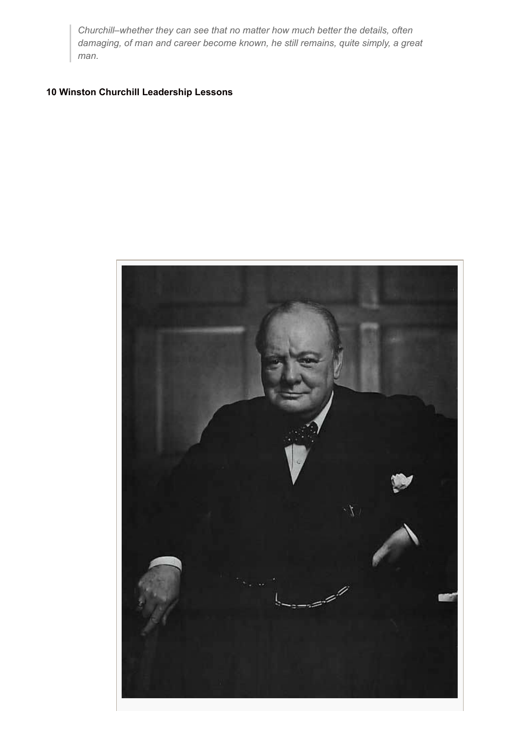> *Churchill–whether they can see that no matter how much better the details, often damaging, of man and career become known, he still remains, quite simply, a great man.*

**10 Winston Churchill Leadership Lessons**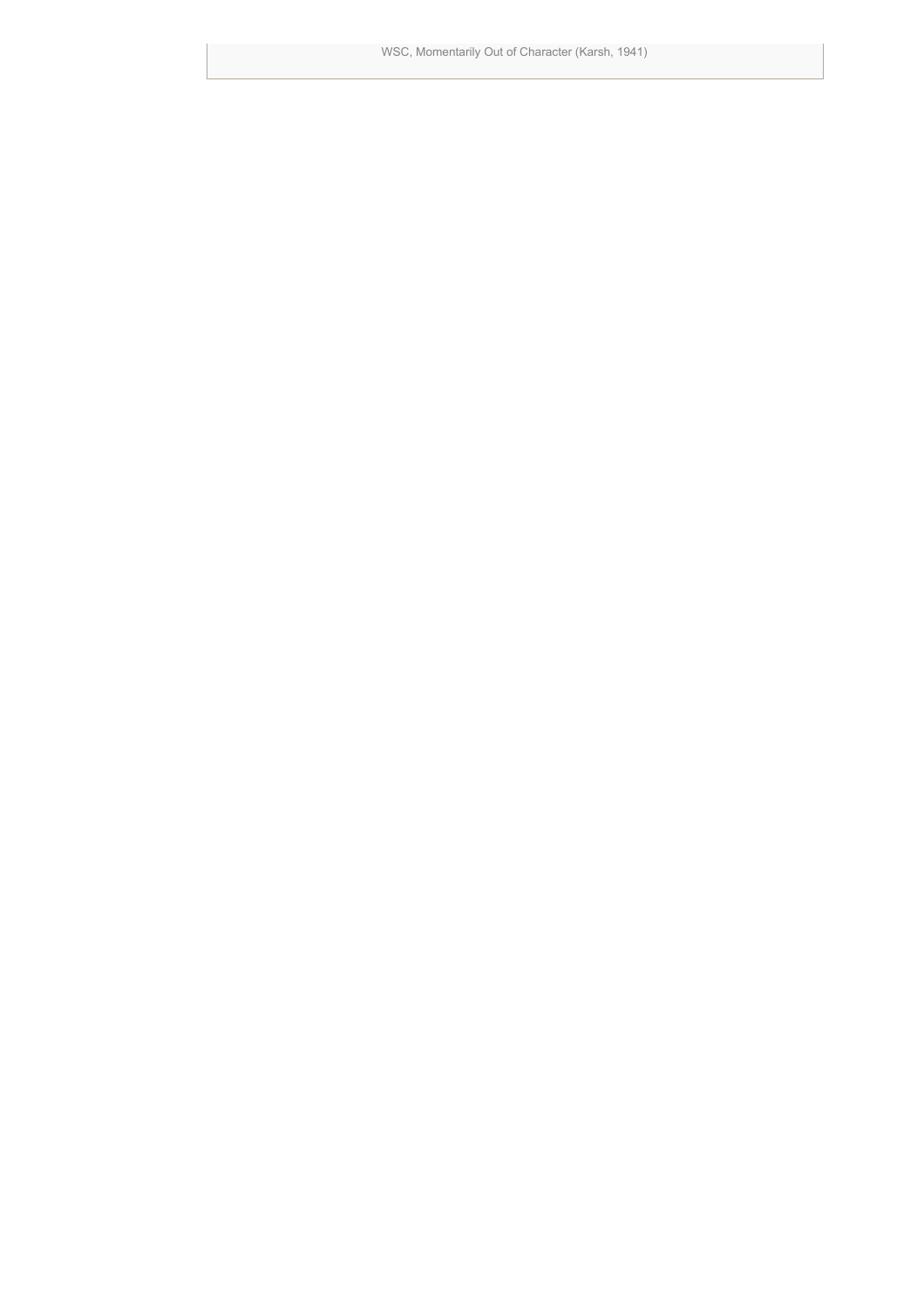WSC, Momentarily Out of Character (Karsh, 1941)